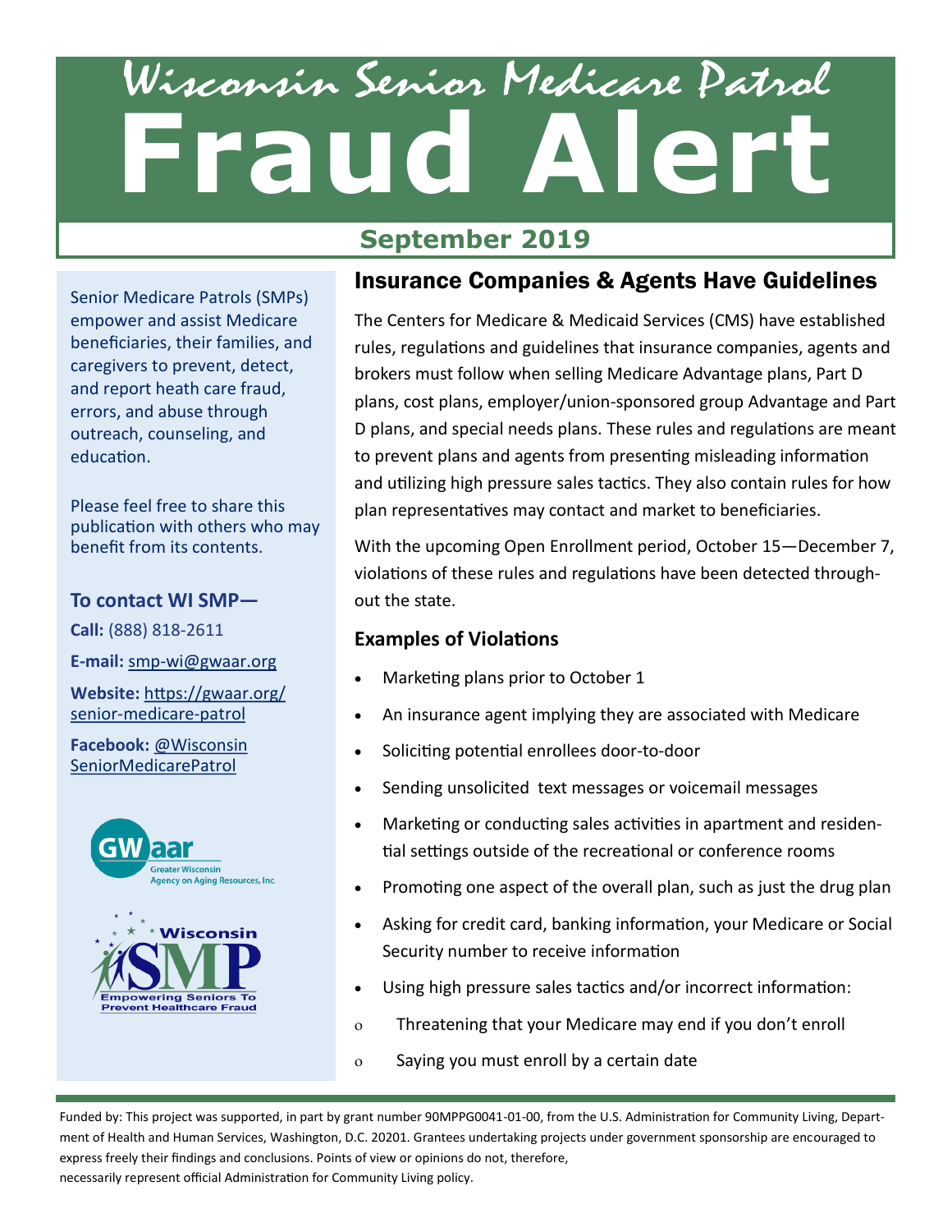# Wisconsin Senior Medicare Patrol

# Fraud Alert

## September 2019

Senior Medicare Patrols (SMPs) empower and assist Medicare beneficiaries, their families, and caregivers to prevent, detect, and report heath care fraud, errors, and abuse through outreach, counseling, and education.

Please feel free to share this publication with others who may benefit from its contents.

**To contact WI SMP—**

**Call:** (888) 818-2611

**E-mail:** smp-wi@gwaar.org

**Website:** https://gwaar.org/senior-medicare-patrol

**Facebook:** @WisconsinSeniorMedicarePatrol

GWaar Greater Wisconsin Agency on Aging Resources, Inc

Wisconsin SMP Empowering Seniors To Prevent Healthcare Fraud

## Insurance Companies & Agents Have Guidelines

The Centers for Medicare & Medicaid Services (CMS) have established rules, regulations and guidelines that insurance companies, agents and brokers must follow when selling Medicare Advantage plans, Part D plans, cost plans, employer/union-sponsored group Advantage and Part D plans, and special needs plans. These rules and regulations are meant to prevent plans and agents from presenting misleading information and utilizing high pressure sales tactics. They also contain rules for how plan representatives may contact and market to beneficiaries.

With the upcoming Open Enrollment period, October 15—December 7, violations of these rules and regulations have been detected throughout the state.

### Examples of Violations

- Marketing plans prior to October 1
- An insurance agent implying they are associated with Medicare
- Soliciting potential enrollees door-to-door
- Sending unsolicited text messages or voicemail messages
- Marketing or conducting sales activities in apartment and residential settings outside of the recreational or conference rooms
- Promoting one aspect of the overall plan, such as just the drug plan
- Asking for credit card, banking information, your Medicare or Social Security number to receive information
- Using high pressure sales tactics and/or incorrect information:
  - Threatening that your Medicare may end if you don't enroll
  - Saying you must enroll by a certain date

Funded by: This project was supported, in part by grant number 90MPPG0041-01-00, from the U.S. Administration for Community Living, Department of Health and Human Services, Washington, D.C. 20201. Grantees undertaking projects under government sponsorship are encouraged to express freely their findings and conclusions. Points of view or opinions do not, therefore, necessarily represent official Administration for Community Living policy.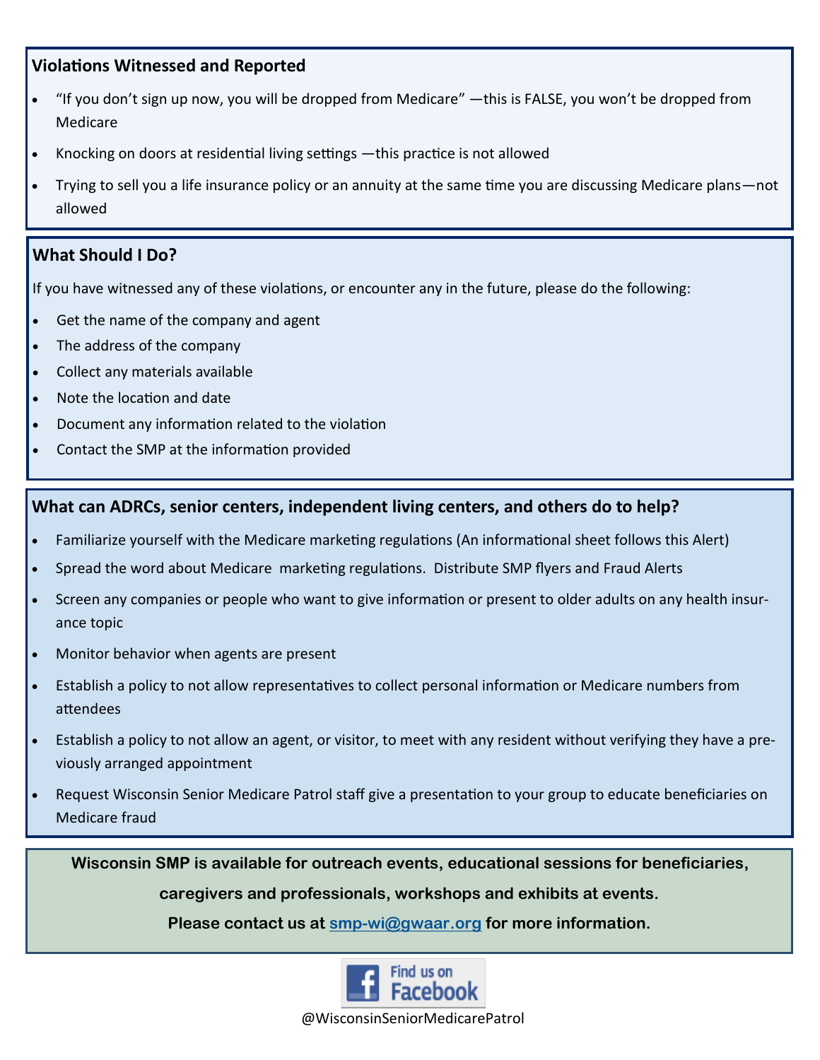## Violations Witnessed and Reported

- "If you don't sign up now, you will be dropped from Medicare" —this is FALSE, you won't be dropped from Medicare
- Knocking on doors at residential living settings —this practice is not allowed
- Trying to sell you a life insurance policy or an annuity at the same time you are discussing Medicare plans—not allowed

## What Should I Do?

If you have witnessed any of these violations, or encounter any in the future, please do the following:

- Get the name of the company and agent
- The address of the company
- Collect any materials available
- Note the location and date
- Document any information related to the violation
- Contact the SMP at the information provided

## What can ADRCs, senior centers, independent living centers, and others do to help?

- Familiarize yourself with the Medicare marketing regulations (An informational sheet follows this Alert)
- Spread the word about Medicare marketing regulations. Distribute SMP flyers and Fraud Alerts
- Screen any companies or people who want to give information or present to older adults on any health insurance topic
- Monitor behavior when agents are present
- Establish a policy to not allow representatives to collect personal information or Medicare numbers from attendees
- Establish a policy to not allow an agent, or visitor, to meet with any resident without verifying they have a previously arranged appointment
- Request Wisconsin Senior Medicare Patrol staff give a presentation to your group to educate beneficiaries on Medicare fraud

**Wisconsin SMP is available for outreach events, educational sessions for beneficiaries, caregivers and professionals, workshops and exhibits at events.**

**Please contact us at smp-wi@gwaar.org for more information.**

Find us on Facebook

@WisconsinSeniorMedicarePatrol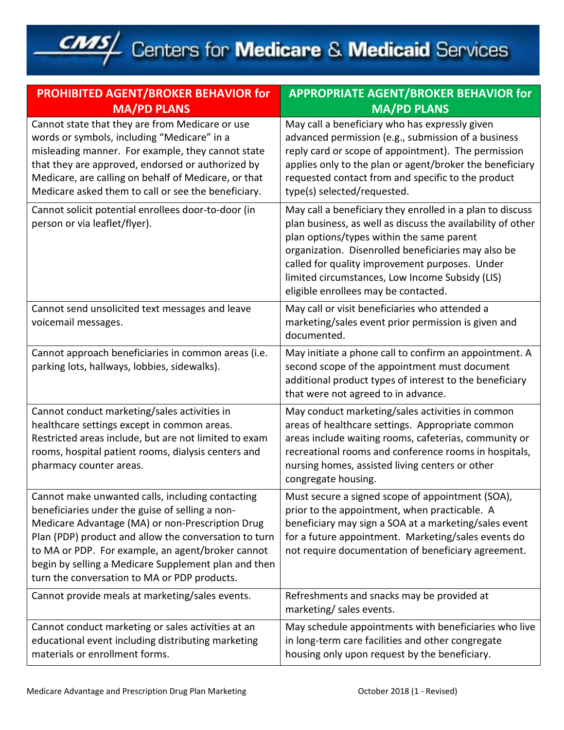Centers for **Medicare** & **Medicaid** Services

| PROHIBITED AGENT/BROKER BEHAVIOR for MA/PD PLANS | APPROPRIATE AGENT/BROKER BEHAVIOR for MA/PD PLANS |
|---|---|
| Cannot state that they are from Medicare or use words or symbols, including "Medicare" in a misleading manner. For example, they cannot state that they are approved, endorsed or authorized by Medicare, are calling on behalf of Medicare, or that Medicare asked them to call or see the beneficiary. | May call a beneficiary who has expressly given advanced permission (e.g., submission of a business reply card or scope of appointment). The permission applies only to the plan or agent/broker the beneficiary requested contact from and specific to the product type(s) selected/requested. |
| Cannot solicit potential enrollees door-to-door (in person or via leaflet/flyer). | May call a beneficiary they enrolled in a plan to discuss plan business, as well as discuss the availability of other plan options/types within the same parent organization. Disenrolled beneficiaries may also be called for quality improvement purposes. Under limited circumstances, Low Income Subsidy (LIS) eligible enrollees may be contacted. |
| Cannot send unsolicited text messages and leave voicemail messages. | May call or visit beneficiaries who attended a marketing/sales event prior permission is given and documented. |
| Cannot approach beneficiaries in common areas (i.e. parking lots, hallways, lobbies, sidewalks). | May initiate a phone call to confirm an appointment. A second scope of the appointment must document additional product types of interest to the beneficiary that were not agreed to in advance. |
| Cannot conduct marketing/sales activities in healthcare settings except in common areas. Restricted areas include, but are not limited to exam rooms, hospital patient rooms, dialysis centers and pharmacy counter areas. | May conduct marketing/sales activities in common areas of healthcare settings. Appropriate common areas include waiting rooms, cafeterias, community or recreational rooms and conference rooms in hospitals, nursing homes, assisted living centers or other congregate housing. |
| Cannot make unwanted calls, including contacting beneficiaries under the guise of selling a non-Medicare Advantage (MA) or non-Prescription Drug Plan (PDP) product and allow the conversation to turn to MA or PDP. For example, an agent/broker cannot begin by selling a Medicare Supplement plan and then turn the conversation to MA or PDP products. | Must secure a signed scope of appointment (SOA), prior to the appointment, when practicable. A beneficiary may sign a SOA at a marketing/sales event for a future appointment. Marketing/sales events do not require documentation of beneficiary agreement. |
| Cannot provide meals at marketing/sales events. | Refreshments and snacks may be provided at marketing/ sales events. |
| Cannot conduct marketing or sales activities at an educational event including distributing marketing materials or enrollment forms. | May schedule appointments with beneficiaries who live in long-term care facilities and other congregate housing only upon request by the beneficiary. |

Medicare Advantage and Prescription Drug Plan Marketing October 2018 (1 - Revised)